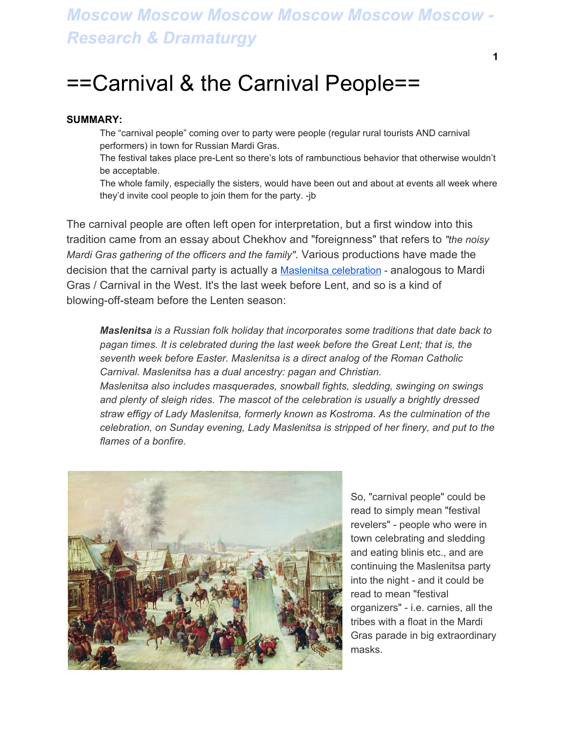# ==Carnival & the Carnival People==

**SUMMARY:**

> The "carnival people" coming over to party were people (regular rural tourists AND carnival performers) in town for Russian Mardi Gras.
> The festival takes place pre-Lent so there's lots of rambunctious behavior that otherwise wouldn't be acceptable.
> The whole family, especially the sisters, would have been out and about at events all week where they'd invite cool people to join them for the party. -jb

The carnival people are often left open for interpretation, but a first window into this tradition came from an essay about Chekhov and "foreignness" that refers to *"the noisy Mardi Gras gathering of the officers and the family"*. Various productions have made the decision that the carnival party is actually a [Maslenitsa celebration]() - analogous to Mardi Gras / Carnival in the West. It's the last week before Lent, and so is a kind of blowing-off-steam before the Lenten season:

> ***Maslenitsa** is a Russian folk holiday that incorporates some traditions that date back to pagan times. It is celebrated during the last week before the Great Lent; that is, the seventh week before Easter. Maslenitsa is a direct analog of the Roman Catholic Carnival. Maslenitsa has a dual ancestry: pagan and Christian.*
> *Maslenitsa also includes masquerades, snowball fights, sledding, swinging on swings and plenty of sleigh rides. The mascot of the celebration is usually a brightly dressed straw effigy of Lady Maslenitsa, formerly known as Kostroma. As the culmination of the celebration, on Sunday evening, Lady Maslenitsa is stripped of her finery, and put to the flames of a bonfire.*

So, "carnival people" could be read to simply mean "festival revelers" - people who were in town celebrating and sledding and eating blinis etc., and are continuing the Maslenitsa party into the night - and it could be read to mean "festival organizers" - i.e. carnies, all the tribes with a float in the Mardi Gras parade in big extraordinary masks.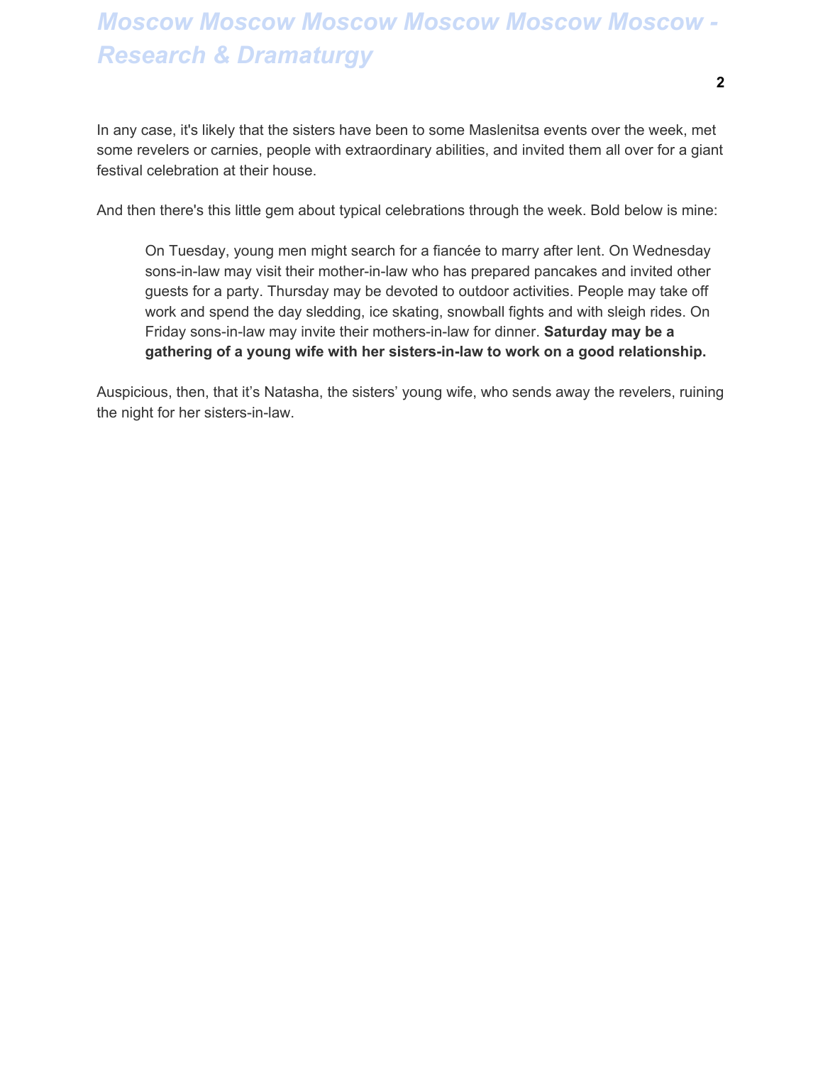In any case, it's likely that the sisters have been to some Maslenitsa events over the week, met some revelers or carnies, people with extraordinary abilities, and invited them all over for a giant festival celebration at their house.

And then there's this little gem about typical celebrations through the week. Bold below is mine:

> On Tuesday, young men might search for a fiancée to marry after lent. On Wednesday sons-in-law may visit their mother-in-law who has prepared pancakes and invited other guests for a party. Thursday may be devoted to outdoor activities. People may take off work and spend the day sledding, ice skating, snowball fights and with sleigh rides. On Friday sons-in-law may invite their mothers-in-law for dinner. **Saturday may be a gathering of a young wife with her sisters-in-law to work on a good relationship.**

Auspicious, then, that it's Natasha, the sisters' young wife, who sends away the revelers, ruining the night for her sisters-in-law.